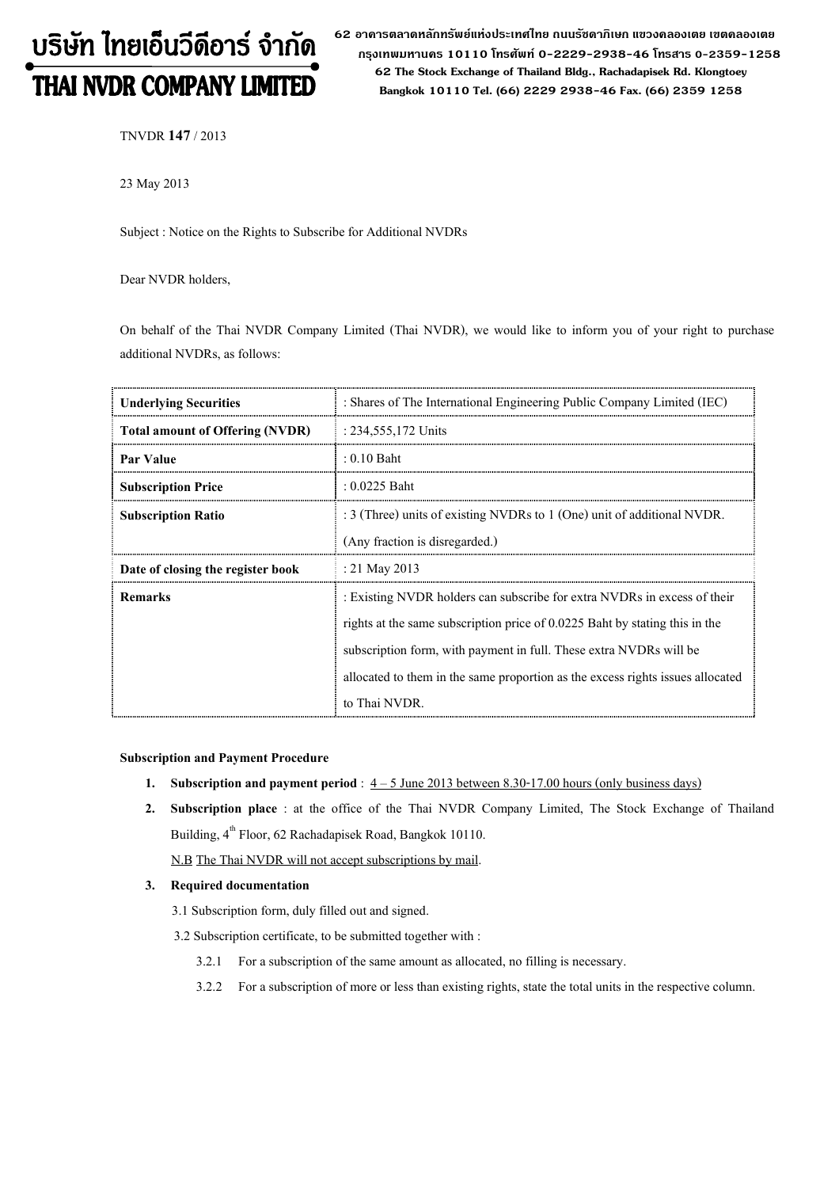บริษัท ไทยเอ็นวีดีอาร์ จำกัด
THAI NVDR COMPANY LIMITED

62 อาคารตลาดหลักทรัพย์แห่งประเทศไทย ถนนรัชดาภิเษก แขวงคลองเตย เขตคลองเตย กรุงเทพมหานคร 10110 โทรศัพท์ 0-2229-2938-46 โทรสาร 0-2359-1258
62 The Stock Exchange of Thailand Bldg., Rachadapisek Rd. Klongtoey Bangkok 10110 Tel. (66) 2229 2938-46 Fax. (66) 2359 1258

TNVDR **147** / 2013

23 May 2013

Subject : Notice on the Rights to Subscribe for Additional NVDRs

Dear NVDR holders,

On behalf of the Thai NVDR Company Limited (Thai NVDR), we would like to inform you of your right to purchase additional NVDRs, as follows:

| **Underlying Securities** | : Shares of The International Engineering Public Company Limited (IEC) |
|---|---|
| **Total amount of Offering (NVDR)** | : 234,555,172 Units |
| **Par Value** | : 0.10 Baht |
| **Subscription Price** | : 0.0225 Baht |
| **Subscription Ratio** | : 3 (Three) units of existing NVDRs to 1 (One) unit of additional NVDR. (Any fraction is disregarded.) |
| **Date of closing the register book** | : 21 May 2013 |
| **Remarks** | : Existing NVDR holders can subscribe for extra NVDRs in excess of their rights at the same subscription price of 0.0225 Baht by stating this in the subscription form, with payment in full. These extra NVDRs will be allocated to them in the same proportion as the excess rights issues allocated to Thai NVDR. |

**Subscription and Payment Procedure**

1. **Subscription and payment period** : 4 – 5 June 2013 between 8.30-17.00 hours (only business days)
2. **Subscription place** : at the office of the Thai NVDR Company Limited, The Stock Exchange of Thailand Building, 4th Floor, 62 Rachadapisek Road, Bangkok 10110.

   N.B The Thai NVDR will not accept subscriptions by mail.
3. **Required documentation**

   3.1 Subscription form, duly filled out and signed.

   3.2 Subscription certificate, to be submitted together with :

   3.2.1 For a subscription of the same amount as allocated, no filling is necessary.

   3.2.2 For a subscription of more or less than existing rights, state the total units in the respective column.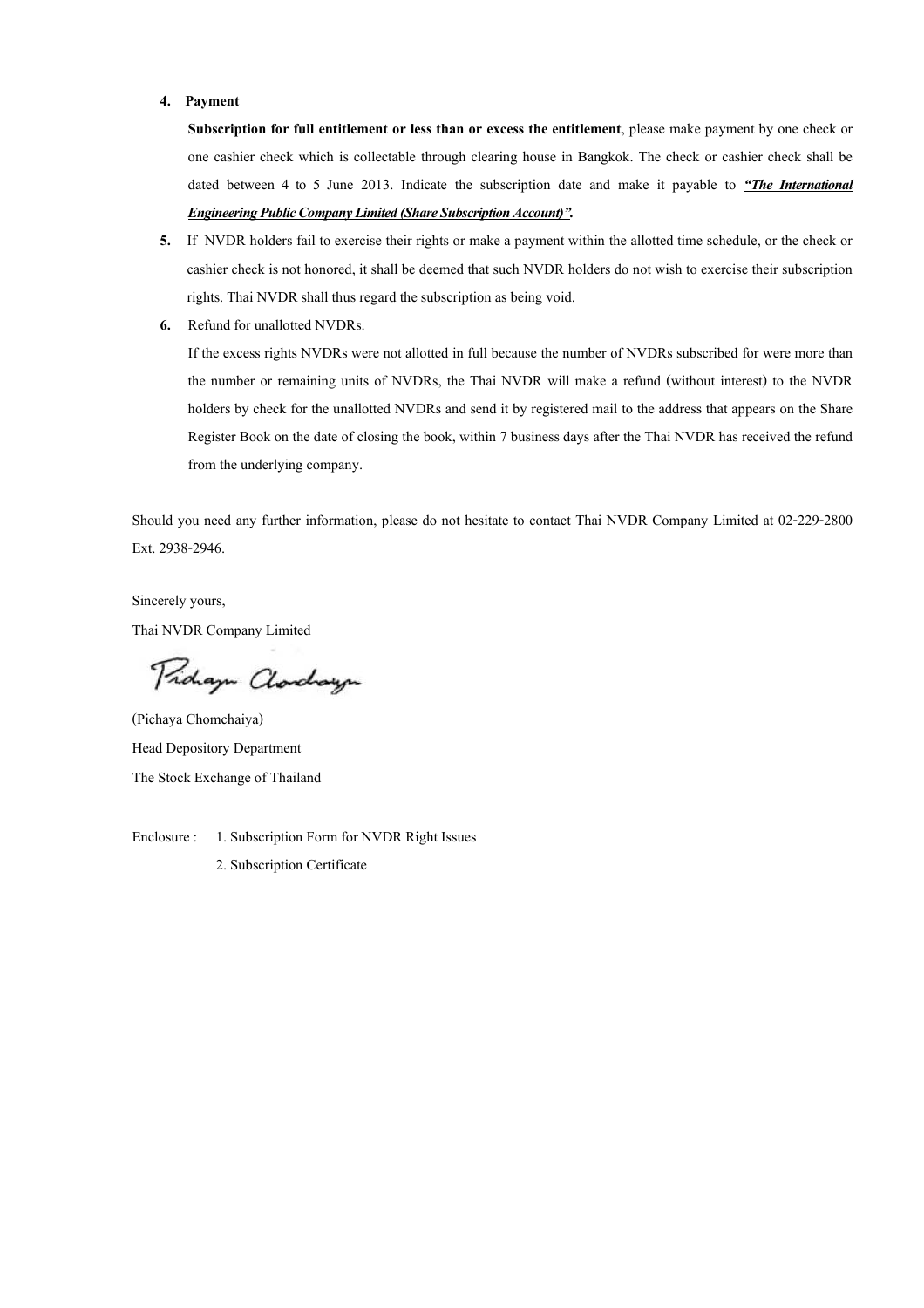4. **Payment**

   **Subscription for full entitlement or less than or excess the entitlement**, please make payment by one check or one cashier check which is collectable through clearing house in Bangkok. The check or cashier check shall be dated between 4 to 5 June 2013. Indicate the subscription date and make it payable to ***"The International Engineering Public Company Limited (Share Subscription Account)".***

5. If NVDR holders fail to exercise their rights or make a payment within the allotted time schedule, or the check or cashier check is not honored, it shall be deemed that such NVDR holders do not wish to exercise their subscription rights. Thai NVDR shall thus regard the subscription as being void.

6. Refund for unallotted NVDRs.

   If the excess rights NVDRs were not allotted in full because the number of NVDRs subscribed for were more than the number or remaining units of NVDRs, the Thai NVDR will make a refund (without interest) to the NVDR holders by check for the unallotted NVDRs and send it by registered mail to the address that appears on the Share Register Book on the date of closing the book, within 7 business days after the Thai NVDR has received the refund from the underlying company.

Should you need any further information, please do not hesitate to contact Thai NVDR Company Limited at 02-229-2800 Ext. 2938-2946.

Sincerely yours,

Thai NVDR Company Limited

(Pichaya Chomchaiya)

Head Depository Department

The Stock Exchange of Thailand

Enclosure : 1. Subscription Form for NVDR Right Issues

2. Subscription Certificate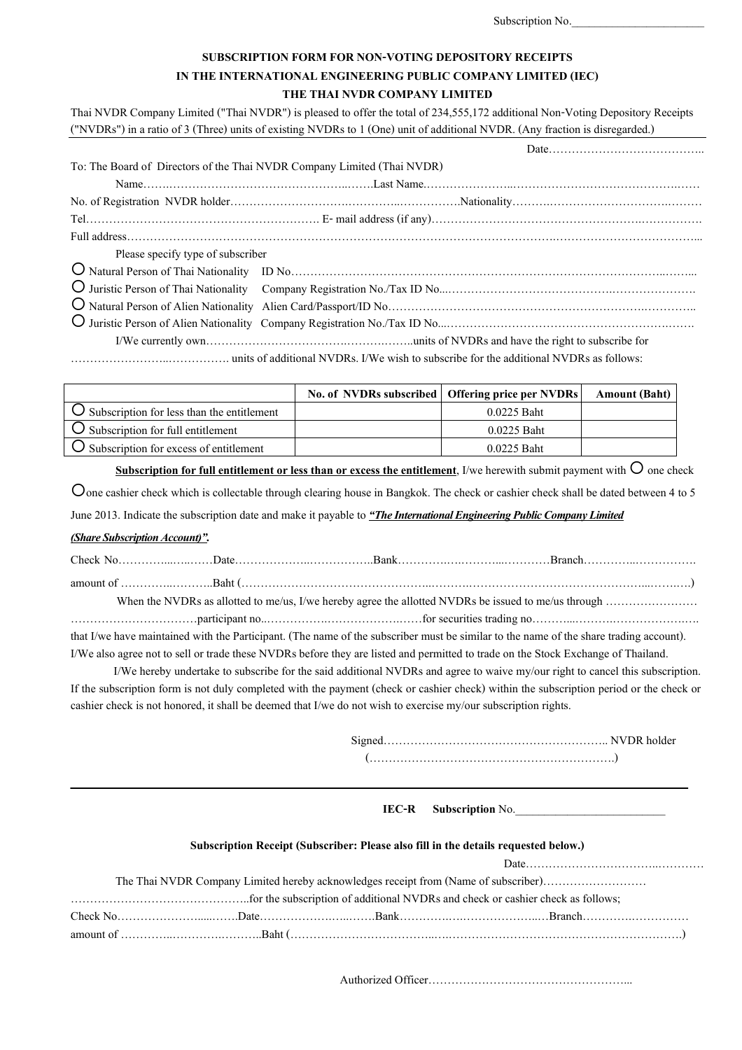Subscription No.______________________

**SUBSCRIPTION FORM FOR NON-VOTING DEPOSITORY RECEIPTS**

**IN THE INTERNATIONAL ENGINEERING PUBLIC COMPANY LIMITED (IEC)**

**THE THAI NVDR COMPANY LIMITED**

Thai NVDR Company Limited ("Thai NVDR") is pleased to offer the total of 234,555,172 additional Non-Voting Depository Receipts ("NVDRs") in a ratio of 3 (Three) units of existing NVDRs to 1 (One) unit of additional NVDR. (Any fraction is disregarded.)

Date…………………………………..

To: The Board of Directors of the Thai NVDR Company Limited (Thai NVDR)

Name……..………………………………………..…….Last Name.…………………..……………………………………..……

No. of Registration NVDR holder…………………………………………..…………….Nationality……….……………………………..………

Tel……………………………………………………. E- mail address (if any)……………………………………………………….…………….

Full address…………………………………………………………………………………………………….………………………………...

Please specify type of subscriber

O Natural Person of Thai Nationality ID No……………………………………………………………………………………..……...

O Juristic Person of Thai Nationality Company Registration No./Tax ID No...…………………………………….………………….

O Natural Person of Alien Nationality Alien Card/Passport/ID No…………………………………………………………….………..

O Juristic Person of Alien Nationality Company Registration No./Tax ID No...…………………………………………………….…….

I/We currently own…………………………….…….……..units of NVDRs and have the right to subscribe for

……………………...……………. units of additional NVDRs. I/We wish to subscribe for the additional NVDRs as follows:

| | No. of NVDRs subscribed | Offering price per NVDRs | Amount (Baht) |
|---|---|---|---|
| O Subscription for less than the entitlement | | 0.0225 Baht | |
| O Subscription for full entitlement | | 0.0225 Baht | |
| O Subscription for excess of entitlement | | 0.0225 Baht | |

**Subscription for full entitlement or less than or excess the entitlement**, I/we herewith submit payment with O one check O one cashier check which is collectable through clearing house in Bangkok. The check or cashier check shall be dated between 4 to 5 June 2013. Indicate the subscription date and make it payable to ***"The International Engineering Public Company Limited (Share Subscription Account)".***

Check No…………...…..……Date………………..……………..Bank…………….………...…………Branch…………..…………….

amount of …………..………..Baht (…………………………………………..………………………………………………..……….…)

When the NVDRs as allotted to me/us, I/we hereby agree the allotted NVDRs be issued to me/us through ……………………

……………………………participant no..…………….……………….……for securities trading no………...……….………………….

that I/we have maintained with the Participant. (The name of the subscriber must be similar to the name of the share trading account). I/We also agree not to sell or trade these NVDRs before they are listed and permitted to trade on the Stock Exchange of Thailand.

I/We hereby undertake to subscribe for the said additional NVDRs and agree to waive my/our right to cancel this subscription. If the subscription form is not duly completed with the payment (check or cashier check) within the subscription period or the check or cashier check is not honored, it shall be deemed that I/we do not wish to exercise my/our subscription rights.

Signed………………………………………………….. NVDR holder

(……………………………………………………….)

---

**IEC-R Subscription** No.________________________

**Subscription Receipt (Subscriber: Please also fill in the details requested below.)**

Date……………………………..…………

The Thai NVDR Company Limited hereby acknowledges receipt from (Name of subscriber)………………………

………………………………………..for the subscription of additional NVDRs and check or cashier check as follows;

Check No…………………....…….Date……………….…..…….Bank…………….…………….…Branch………….……………

amount of …………..………….……….Baht (………………………………..……………………………………………………….)

Authorized Officer…………………………………………...